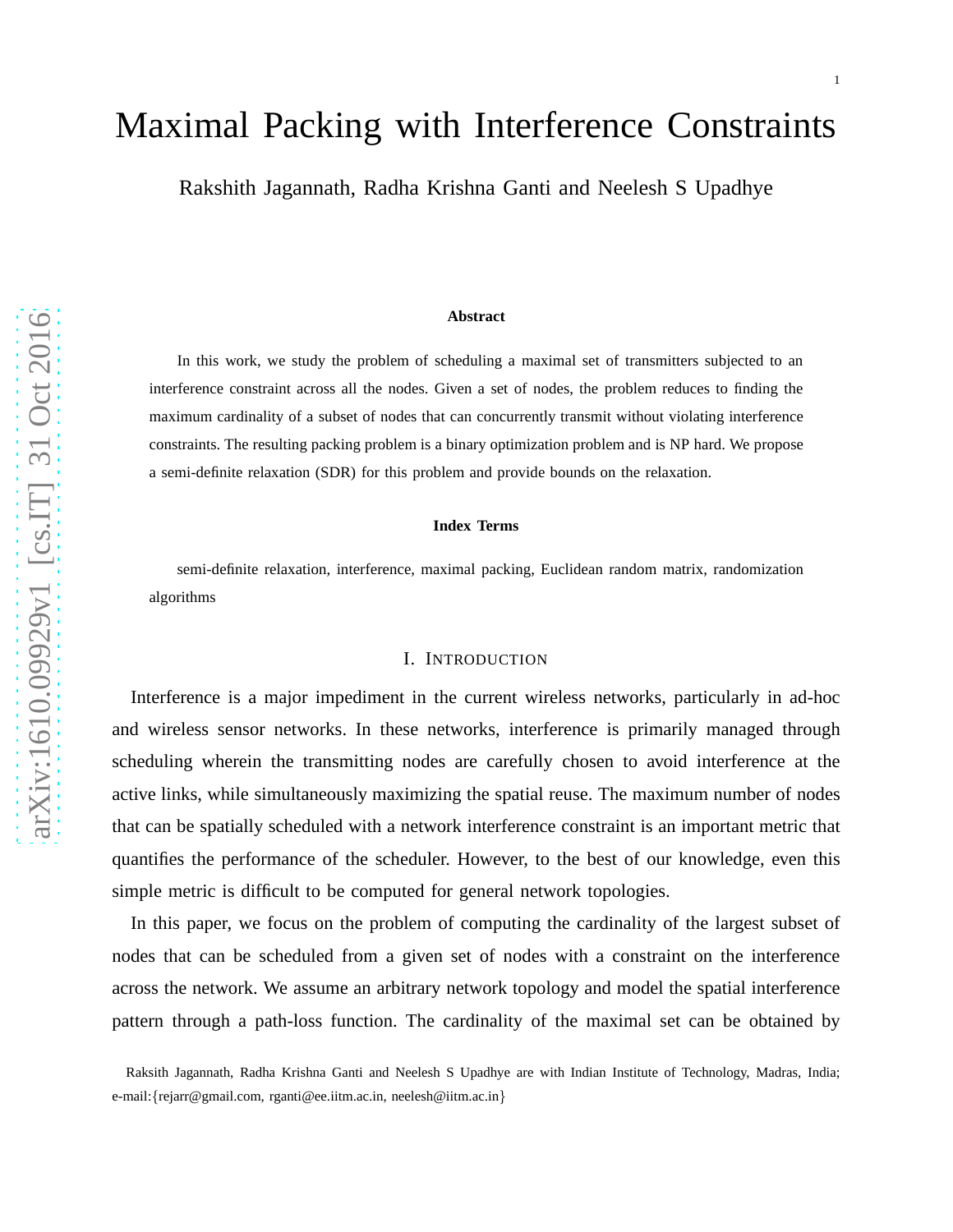# Maximal Packing with Interference Constraints

Rakshith Jagannath, Radha Krishna Ganti and Neelesh S Upadhye

### Abstract

In this work, we study the problem of scheduling a maximal set of transmitters subjected to an interference constraint across all the nodes. Given a set of nodes, the problem reduces to finding the maximum cardinality of a subset of nodes that can concurrently transmit without violating interference constraints. The resulting packing problem is a binary optimization problem and is NP hard. We propose a semi-definite relaxation (SDR) for this problem and provide bounds on the relaxation.

### Index Terms

semi-definite relaxation, interference, maximal packing, Euclidean random matrix, randomization algorithms

## I. Introduction

Interference is a major impediment in the current wireless networks, particularly in ad-hoc and wireless sensor networks. In these networks, interference is primarily managed through scheduling wherein the transmitting nodes are carefully chosen to avoid interference at the active links, while simultaneously maximizing the spatial reuse. The maximum number of nodes that can be spatially scheduled with a network interference constraint is an important metric that quantifies the performance of the scheduler. However, to the best of our knowledge, even this simple metric is difficult to be computed for general network topologies.

In this paper, we focus on the problem of computing the cardinality of the largest subset of nodes that can be scheduled from a given set of nodes with a constraint on the interference across the network. We assume an arbitrary network topology and model the spatial interference pattern through a path-loss function. The cardinality of the maximal set can be obtained by

Raksith Jagannath, Radha Krishna Ganti and Neelesh S Upadhye are with Indian Institute of Technology, Madras, India; e-mail:{rejarr@gmail.com, rganti@ee.iitm.ac.in, neelesh@iitm.ac.in}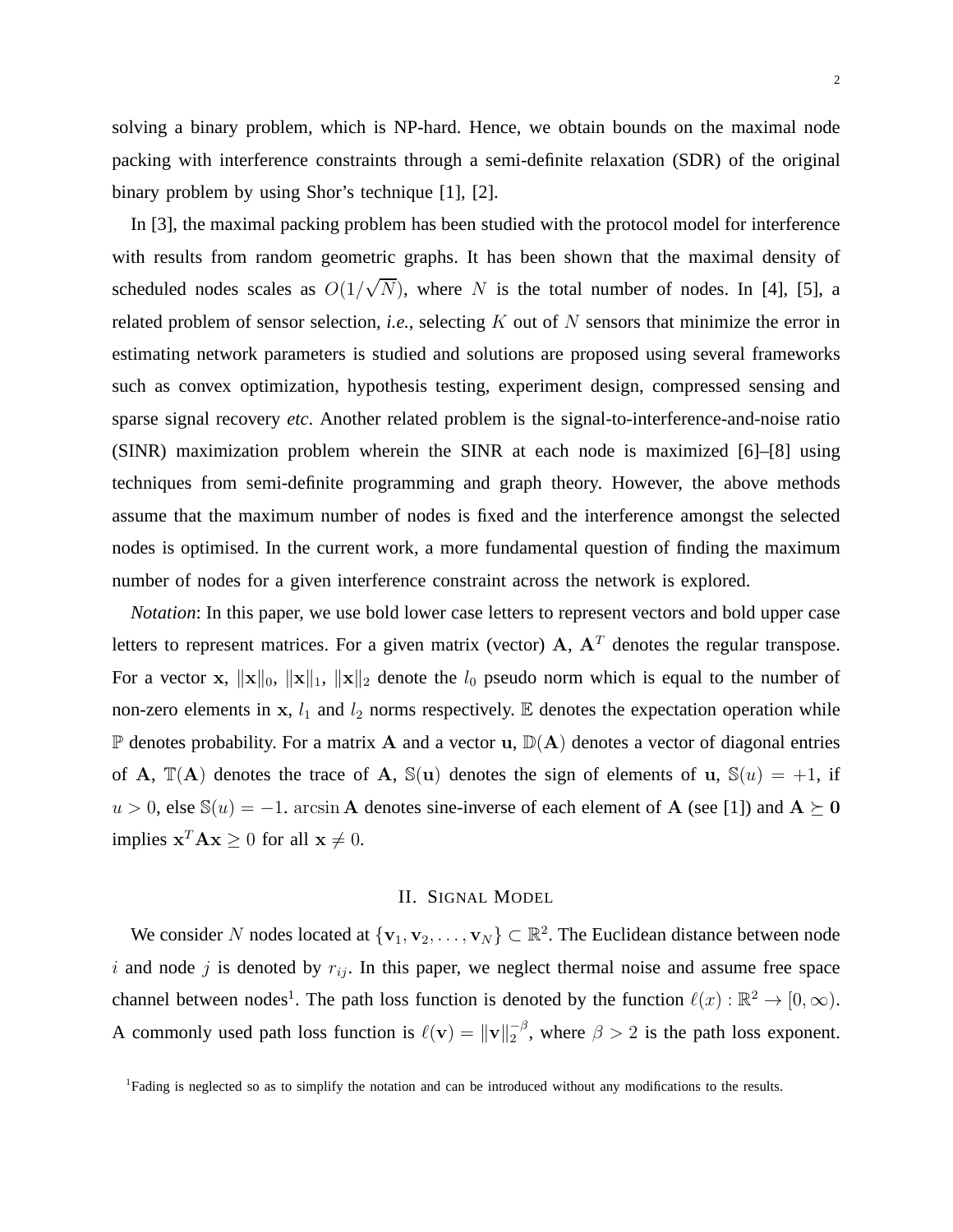solving a binary problem, which is NP-hard. Hence, we obtain bounds on the maximal node packing with interference constraints through a semi-definite relaxation (SDR) of the original binary problem by using Shor's technique [1], [2].

In [3], the maximal packing problem has been studied with the protocol model for interference with results from random geometric graphs. It has been shown that the maximal density of scheduled nodes scales as $O(1/\sqrt{N})$, where $N$ is the total number of nodes. In [4], [5], a related problem of sensor selection, *i.e.*, selecting $K$ out of $N$ sensors that minimize the error in estimating network parameters is studied and solutions are proposed using several frameworks such as convex optimization, hypothesis testing, experiment design, compressed sensing and sparse signal recovery *etc*. Another related problem is the signal-to-interference-and-noise ratio (SINR) maximization problem wherein the SINR at each node is maximized [6]–[8] using techniques from semi-definite programming and graph theory. However, the above methods assume that the maximum number of nodes is fixed and the interference amongst the selected nodes is optimised. In the current work, a more fundamental question of finding the maximum number of nodes for a given interference constraint across the network is explored.

*Notation*: In this paper, we use bold lower case letters to represent vectors and bold upper case letters to represent matrices. For a given matrix (vector) $\mathbf{A}$, $\mathbf{A}^T$ denotes the regular transpose. For a vector $\mathbf{x}$, $\|\mathbf{x}\|_0$, $\|\mathbf{x}\|_1$, $\|\mathbf{x}\|_2$ denote the $l_0$ pseudo norm which is equal to the number of non-zero elements in $\mathbf{x}$, $l_1$ and $l_2$ norms respectively. $\mathbb{E}$ denotes the expectation operation while $\mathbb{P}$ denotes probability. For a matrix $\mathbf{A}$ and a vector $\mathbf{u}$, $\mathbb{D}(\mathbf{A})$ denotes a vector of diagonal entries of $\mathbf{A}$, $\mathbb{T}(\mathbf{A})$ denotes the trace of $\mathbf{A}$, $\mathbb{S}(\mathbf{u})$ denotes the sign of elements of $\mathbf{u}$, $\mathbb{S}(u) = +1$, if $u > 0$, else $\mathbb{S}(u) = -1$. $\arcsin \mathbf{A}$ denotes sine-inverse of each element of $\mathbf{A}$ (see [1]) and $\mathbf{A} \succeq \mathbf{0}$ implies $\mathbf{x}^T\mathbf{A}\mathbf{x} \geq 0$ for all $\mathbf{x} \neq 0$.

## II. Signal Model

We consider $N$ nodes located at $\{\mathbf{v}_1, \mathbf{v}_2, \dots, \mathbf{v}_N\} \subset \mathbb{R}^2$. The Euclidean distance between node $i$ and node $j$ is denoted by $r_{ij}$. In this paper, we neglect thermal noise and assume free space channel between nodes[1]. The path loss function is denoted by the function $\ell(x) : \mathbb{R}^2 \to [0, \infty)$. A commonly used path loss function is $\ell(\mathbf{v}) = \|\mathbf{v}\|_2^{-\beta}$, where $\beta > 2$ is the path loss exponent.

[1] Fading is neglected so as to simplify the notation and can be introduced without any modifications to the results.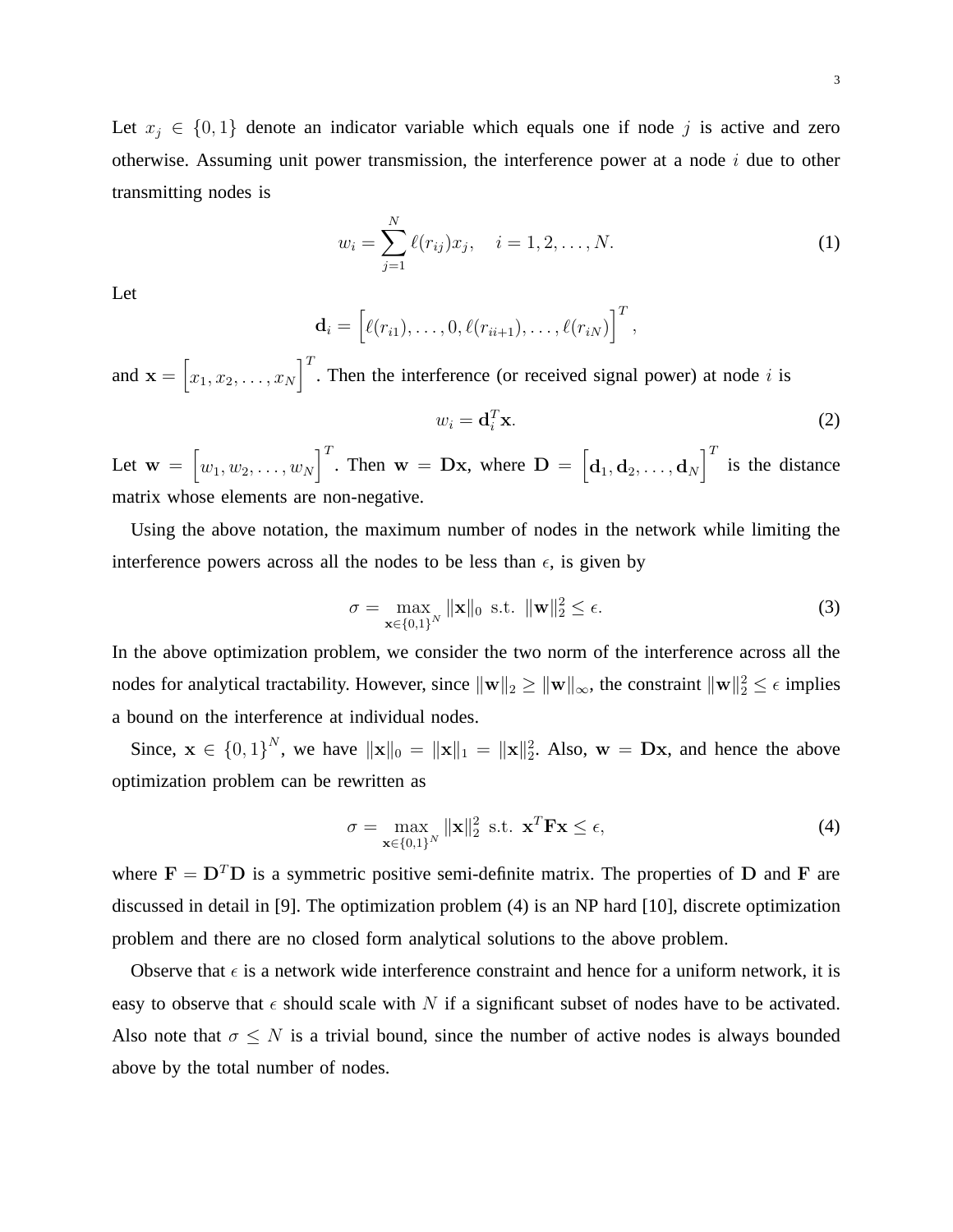Let $x_j \in \{0, 1\}$ denote an indicator variable which equals one if node $j$ is active and zero otherwise. Assuming unit power transmission, the interference power at a node $i$ due to other transmitting nodes is

$$w_i = \sum_{j=1}^{N} \ell(r_{ij}) x_j, \quad i = 1, 2, \ldots, N. \tag{1}$$

Let

$$\mathbf{d}_i = \Big[\ell(r_{i1}), \ldots, 0, \ell(r_{ii+1}), \ldots, \ell(r_{iN})\Big]^T,$$

and $\mathbf{x} = \Big[x_1, x_2, \ldots, x_N\Big]^T$. Then the interference (or received signal power) at node $i$ is

$$w_i = \mathbf{d}_i^T \mathbf{x}. \tag{2}$$

Let $\mathbf{w} = \Big[w_1, w_2, \ldots, w_N\Big]^T$. Then $\mathbf{w} = \mathbf{D}\mathbf{x}$, where $\mathbf{D} = \Big[\mathbf{d}_1, \mathbf{d}_2, \ldots, \mathbf{d}_N\Big]^T$ is the distance matrix whose elements are non-negative.

Using the above notation, the maximum number of nodes in the network while limiting the interference powers across all the nodes to be less than $\epsilon$, is given by

$$\sigma = \max_{\mathbf{x} \in \{0,1\}^N} \|\mathbf{x}\|_0 \text{ s.t. } \|\mathbf{w}\|_2^2 \leq \epsilon. \tag{3}$$

In the above optimization problem, we consider the two norm of the interference across all the nodes for analytical tractability. However, since $\|\mathbf{w}\|_2 \geq \|\mathbf{w}\|_\infty$, the constraint $\|\mathbf{w}\|_2^2 \leq \epsilon$ implies a bound on the interference at individual nodes.

Since, $\mathbf{x} \in \{0, 1\}^N$, we have $\|\mathbf{x}\|_0 = \|\mathbf{x}\|_1 = \|\mathbf{x}\|_2^2$. Also, $\mathbf{w} = \mathbf{D}\mathbf{x}$, and hence the above optimization problem can be rewritten as

$$\sigma = \max_{\mathbf{x} \in \{0,1\}^N} \|\mathbf{x}\|_2^2 \text{ s.t. } \mathbf{x}^T \mathbf{F} \mathbf{x} \leq \epsilon, \tag{4}$$

where $\mathbf{F} = \mathbf{D}^T \mathbf{D}$ is a symmetric positive semi-definite matrix. The properties of $\mathbf{D}$ and $\mathbf{F}$ are discussed in detail in [9]. The optimization problem (4) is an NP hard [10], discrete optimization problem and there are no closed form analytical solutions to the above problem.

Observe that $\epsilon$ is a network wide interference constraint and hence for a uniform network, it is easy to observe that $\epsilon$ should scale with $N$ if a significant subset of nodes have to be activated. Also note that $\sigma \leq N$ is a trivial bound, since the number of active nodes is always bounded above by the total number of nodes.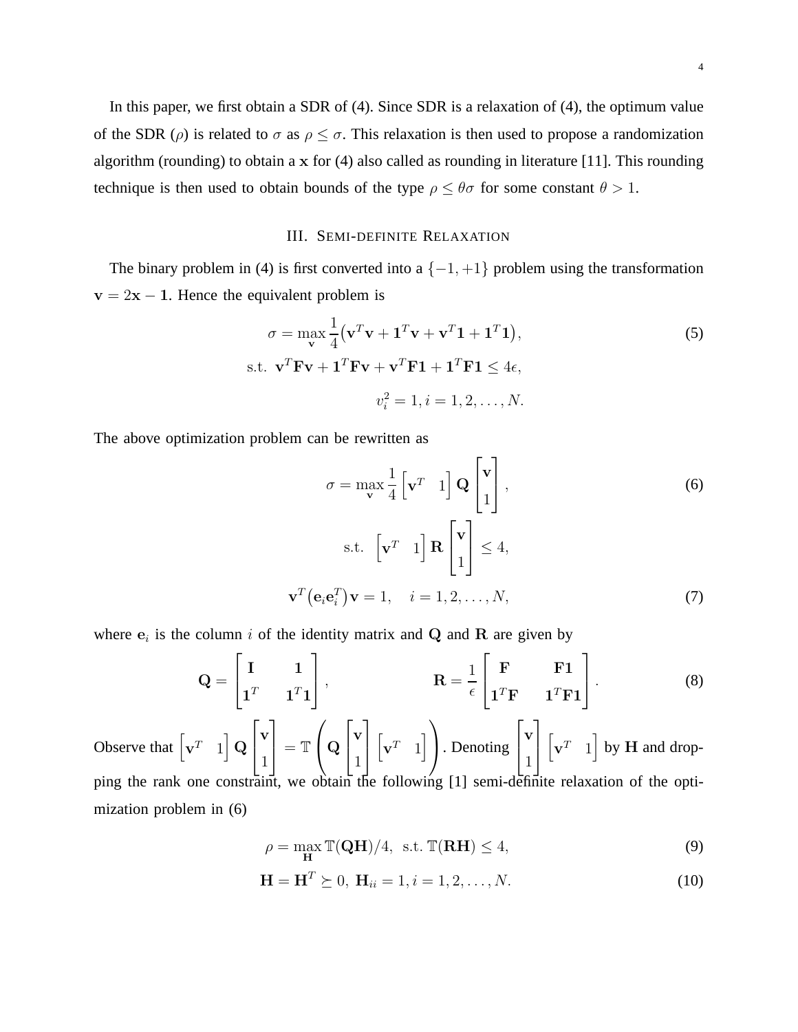In this paper, we first obtain a SDR of (4). Since SDR is a relaxation of (4), the optimum value of the SDR ($\rho$) is related to $\sigma$ as $\rho \leq \sigma$. This relaxation is then used to propose a randomization algorithm (rounding) to obtain a $\mathbf{x}$ for (4) also called as rounding in literature [11]. This rounding technique is then used to obtain bounds of the type $\rho \leq \theta\sigma$ for some constant $\theta > 1$.

## III. Semi-definite Relaxation

The binary problem in (4) is first converted into a $\{-1, +1\}$ problem using the transformation $\mathbf{v} = 2\mathbf{x} - \mathbf{1}$. Hence the equivalent problem is

$$
\begin{aligned}
\sigma = \max_{\mathbf{v}} \frac{1}{4}\big(\mathbf{v}^T\mathbf{v} + \mathbf{1}^T\mathbf{v} + \mathbf{v}^T\mathbf{1} + \mathbf{1}^T\mathbf{1}\big), \qquad (5)\\
\text{s.t. } \mathbf{v}^T\mathbf{F}\mathbf{v} + \mathbf{1}^T\mathbf{F}\mathbf{v} + \mathbf{v}^T\mathbf{F}\mathbf{1} + \mathbf{1}^T\mathbf{F}\mathbf{1} \leq 4\epsilon,\\
v_i^2 = 1, i = 1, 2, \ldots, N.
\end{aligned}
$$

The above optimization problem can be rewritten as

$$
\begin{aligned}
\sigma = \max_{\mathbf{v}} \frac{1}{4}\begin{bmatrix}\mathbf{v}^T & 1\end{bmatrix}\mathbf{Q}\begin{bmatrix}\mathbf{v}\\ 1\end{bmatrix}, \qquad (6)\\
\text{s.t. } \begin{bmatrix}\mathbf{v}^T & 1\end{bmatrix}\mathbf{R}\begin{bmatrix}\mathbf{v}\\ 1\end{bmatrix} \leq 4,\\
\mathbf{v}^T\big(\mathbf{e}_i\mathbf{e}_i^T\big)\mathbf{v} = 1, \quad i = 1, 2, \ldots, N, \qquad (7)
\end{aligned}
$$

where $\mathbf{e}_i$ is the column $i$ of the identity matrix and $\mathbf{Q}$ and $\mathbf{R}$ are given by

$$
\mathbf{Q} = \begin{bmatrix}\mathbf{I} & \mathbf{1}\\ \mathbf{1}^T & \mathbf{1}^T\mathbf{1}\end{bmatrix}, \qquad \mathbf{R} = \frac{1}{\epsilon}\begin{bmatrix}\mathbf{F} & \mathbf{F}\mathbf{1}\\ \mathbf{1}^T\mathbf{F} & \mathbf{1}^T\mathbf{F}\mathbf{1}\end{bmatrix}. \qquad (8)
$$

Observe that $\begin{bmatrix}\mathbf{v}^T & 1\end{bmatrix}\mathbf{Q}\begin{bmatrix}\mathbf{v}\\ 1\end{bmatrix} = \mathbb{T}\left(\mathbf{Q}\begin{bmatrix}\mathbf{v}\\ 1\end{bmatrix}\begin{bmatrix}\mathbf{v}^T & 1\end{bmatrix}\right)$. Denoting $\begin{bmatrix}\mathbf{v}\\ 1\end{bmatrix}\begin{bmatrix}\mathbf{v}^T & 1\end{bmatrix}$ by $\mathbf{H}$ and dropping the rank one constraint, we obtain the following [1] semi-definite relaxation of the optimization problem in (6)

$$
\rho = \max_{\mathbf{H}} \mathbb{T}(\mathbf{Q}\mathbf{H})/4, \text{ s.t. } \mathbb{T}(\mathbf{R}\mathbf{H}) \leq 4, \qquad (9)
$$

$$
\mathbf{H} = \mathbf{H}^T \succeq 0, \ \mathbf{H}_{ii} = 1, i = 1, 2, \ldots, N. \qquad (10)
$$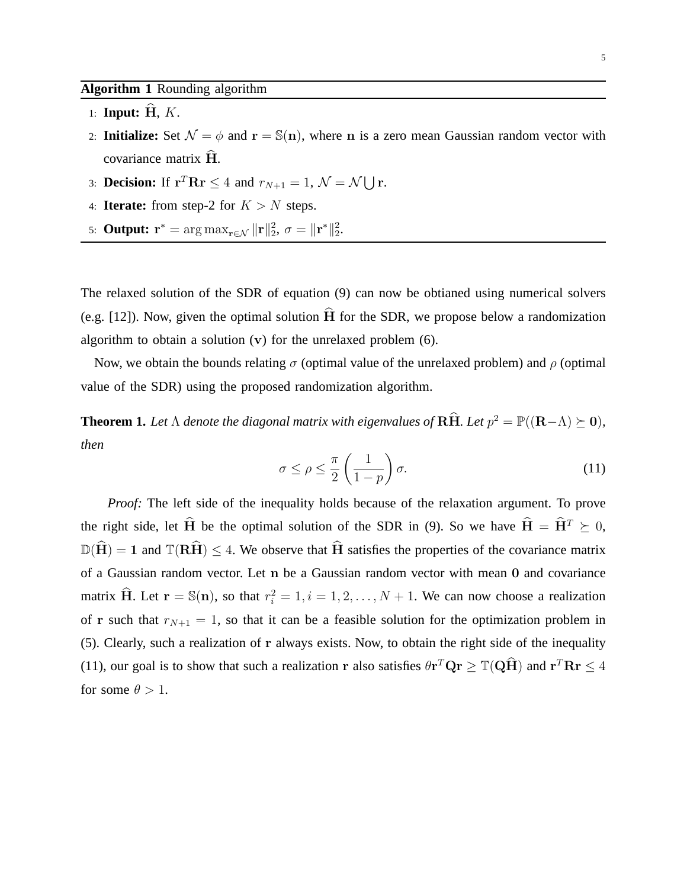**Algorithm 1** Rounding algorithm

1: **Input:** $\widehat{\mathbf{H}}$, $K$.

2: **Initialize:** Set $\mathcal{N} = \phi$ and $\mathbf{r} = \mathbb{S}(\mathbf{n})$, where $\mathbf{n}$ is a zero mean Gaussian random vector with covariance matrix $\widehat{\mathbf{H}}$.

3: **Decision:** If $\mathbf{r}^T\mathbf{R}\mathbf{r} \leq 4$ and $r_{N+1} = 1$, $\mathcal{N} = \mathcal{N} \bigcup \mathbf{r}$.

4: **Iterate:** from step-2 for $K > N$ steps.

5: **Output:** $\mathbf{r}^* = \arg\max_{\mathbf{r}\in\mathcal{N}} \|\mathbf{r}\|_2^2$, $\sigma = \|\mathbf{r}^*\|_2^2$.

The relaxed solution of the SDR of equation (9) can now be obtianed using numerical solvers (e.g. [12]). Now, given the optimal solution $\widehat{\mathbf{H}}$ for the SDR, we propose below a randomization algorithm to obtain a solution ($\mathbf{v}$) for the unrelaxed problem (6).

Now, we obtain the bounds relating $\sigma$ (optimal value of the unrelaxed problem) and $\rho$ (optimal value of the SDR) using the proposed randomization algorithm.

**Theorem 1.** *Let $\Lambda$ denote the diagonal matrix with eigenvalues of $\mathbf{R}\widehat{\mathbf{H}}$. Let $p^2 = \mathbb{P}((\mathbf{R}-\Lambda) \succeq \mathbf{0})$, then*

$$\sigma \leq \rho \leq \frac{\pi}{2}\left(\frac{1}{1-p}\right)\sigma. \tag{11}$$

*Proof:* The left side of the inequality holds because of the relaxation argument. To prove the right side, let $\widehat{\mathbf{H}}$ be the optimal solution of the SDR in (9). So we have $\widehat{\mathbf{H}} = \widehat{\mathbf{H}}^T \succeq 0$, $\mathbb{D}(\widehat{\mathbf{H}}) = \mathbf{1}$ and $\mathbb{T}(\mathbf{R}\widehat{\mathbf{H}}) \leq 4$. We observe that $\widehat{\mathbf{H}}$ satisfies the properties of the covariance matrix of a Gaussian random vector. Let $\mathbf{n}$ be a Gaussian random vector with mean $\mathbf{0}$ and covariance matrix $\widehat{\mathbf{H}}$. Let $\mathbf{r} = \mathbb{S}(\mathbf{n})$, so that $r_i^2 = 1, i = 1, 2, \ldots, N+1$. We can now choose a realization of $\mathbf{r}$ such that $r_{N+1} = 1$, so that it can be a feasible solution for the optimization problem in (5). Clearly, such a realization of $\mathbf{r}$ always exists. Now, to obtain the right side of the inequality (11), our goal is to show that such a realization $\mathbf{r}$ also satisfies $\theta\mathbf{r}^T\mathbf{Q}\mathbf{r} \geq \mathbb{T}(\mathbf{Q}\widehat{\mathbf{H}})$ and $\mathbf{r}^T\mathbf{R}\mathbf{r} \leq 4$ for some $\theta > 1$.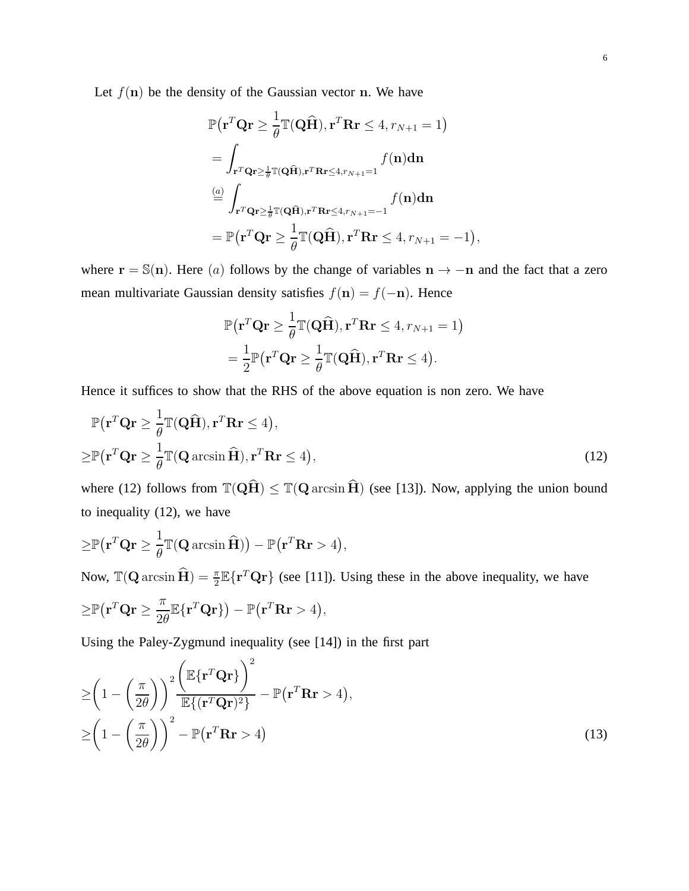Let $f(\mathbf{n})$ be the density of the Gaussian vector $\mathbf{n}$. We have

$$
\begin{aligned}
&\mathbb{P}\big(\mathbf{r}^T\mathbf{Q}\mathbf{r} \geq \frac{1}{\theta}\mathbb{T}(\mathbf{Q}\widehat{\mathbf{H}}), \mathbf{r}^T\mathbf{R}\mathbf{r} \leq 4, r_{N+1} = 1\big) \\
&= \int_{\mathbf{r}^T\mathbf{Q}\mathbf{r} \geq \frac{1}{\theta}\mathbb{T}(\mathbf{Q}\widehat{\mathbf{H}}), \mathbf{r}^T\mathbf{R}\mathbf{r} \leq 4, r_{N+1}=1} f(\mathbf{n})\mathbf{dn} \\
&\overset{(a)}{=} \int_{\mathbf{r}^T\mathbf{Q}\mathbf{r} \geq \frac{1}{\theta}\mathbb{T}(\mathbf{Q}\widehat{\mathbf{H}}), \mathbf{r}^T\mathbf{R}\mathbf{r} \leq 4, r_{N+1}=-1} f(\mathbf{n})\mathbf{dn} \\
&= \mathbb{P}\big(\mathbf{r}^T\mathbf{Q}\mathbf{r} \geq \frac{1}{\theta}\mathbb{T}(\mathbf{Q}\widehat{\mathbf{H}}), \mathbf{r}^T\mathbf{R}\mathbf{r} \leq 4, r_{N+1} = -1\big),
\end{aligned}
$$

where $\mathbf{r} = \mathbb{S}(\mathbf{n})$. Here $(a)$ follows by the change of variables $\mathbf{n} \to -\mathbf{n}$ and the fact that a zero mean multivariate Gaussian density satisfies $f(\mathbf{n}) = f(-\mathbf{n})$. Hence

$$
\begin{aligned}
&\mathbb{P}\big(\mathbf{r}^T\mathbf{Q}\mathbf{r} \geq \frac{1}{\theta}\mathbb{T}(\mathbf{Q}\widehat{\mathbf{H}}), \mathbf{r}^T\mathbf{R}\mathbf{r} \leq 4, r_{N+1} = 1\big) \\
&= \frac{1}{2}\mathbb{P}\big(\mathbf{r}^T\mathbf{Q}\mathbf{r} \geq \frac{1}{\theta}\mathbb{T}(\mathbf{Q}\widehat{\mathbf{H}}), \mathbf{r}^T\mathbf{R}\mathbf{r} \leq 4\big).
\end{aligned}
$$

Hence it suffices to show that the RHS of the above equation is non zero. We have

$$
\begin{aligned}
&\mathbb{P}\big(\mathbf{r}^T\mathbf{Q}\mathbf{r} \geq \frac{1}{\theta}\mathbb{T}(\mathbf{Q}\widehat{\mathbf{H}}), \mathbf{r}^T\mathbf{R}\mathbf{r} \leq 4\big), \\
\geq &\mathbb{P}\big(\mathbf{r}^T\mathbf{Q}\mathbf{r} \geq \frac{1}{\theta}\mathbb{T}(\mathbf{Q}\arcsin\widehat{\mathbf{H}}), \mathbf{r}^T\mathbf{R}\mathbf{r} \leq 4\big),
\end{aligned} \tag{12}
$$

where (12) follows from $\mathbb{T}(\mathbf{Q}\widehat{\mathbf{H}}) \leq \mathbb{T}(\mathbf{Q}\arcsin\widehat{\mathbf{H}})$ (see [13]). Now, applying the union bound to inequality (12), we have

$$
\geq \mathbb{P}\big(\mathbf{r}^T\mathbf{Q}\mathbf{r} \geq \frac{1}{\theta}\mathbb{T}(\mathbf{Q}\arcsin\widehat{\mathbf{H}})\big) - \mathbb{P}\big(\mathbf{r}^T\mathbf{R}\mathbf{r} > 4\big),
$$

Now, $\mathbb{T}(\mathbf{Q}\arcsin\widehat{\mathbf{H}}) = \frac{\pi}{2}\mathbb{E}\{\mathbf{r}^T\mathbf{Q}\mathbf{r}\}$ (see [11]). Using these in the above inequality, we have

$$
\geq \mathbb{P}\big(\mathbf{r}^T\mathbf{Q}\mathbf{r} \geq \frac{\pi}{2\theta}\mathbb{E}\{\mathbf{r}^T\mathbf{Q}\mathbf{r}\}\big) - \mathbb{P}\big(\mathbf{r}^T\mathbf{R}\mathbf{r} > 4\big),
$$

Using the Paley-Zygmund inequality (see [14]) in the first part

$$
\begin{aligned}
&\geq \bigg(1 - \Big(\frac{\pi}{2\theta}\Big)\bigg)^2 \frac{\Big(\mathbb{E}\{\mathbf{r}^T\mathbf{Q}\mathbf{r}\}\Big)^2}{\mathbb{E}\{(\mathbf{r}^T\mathbf{Q}\mathbf{r})^2\}} - \mathbb{P}\big(\mathbf{r}^T\mathbf{R}\mathbf{r} > 4\big), \\
&\geq \bigg(1 - \Big(\frac{\pi}{2\theta}\Big)\bigg)^2 - \mathbb{P}\big(\mathbf{r}^T\mathbf{R}\mathbf{r} > 4\big)
\end{aligned} \tag{13}
$$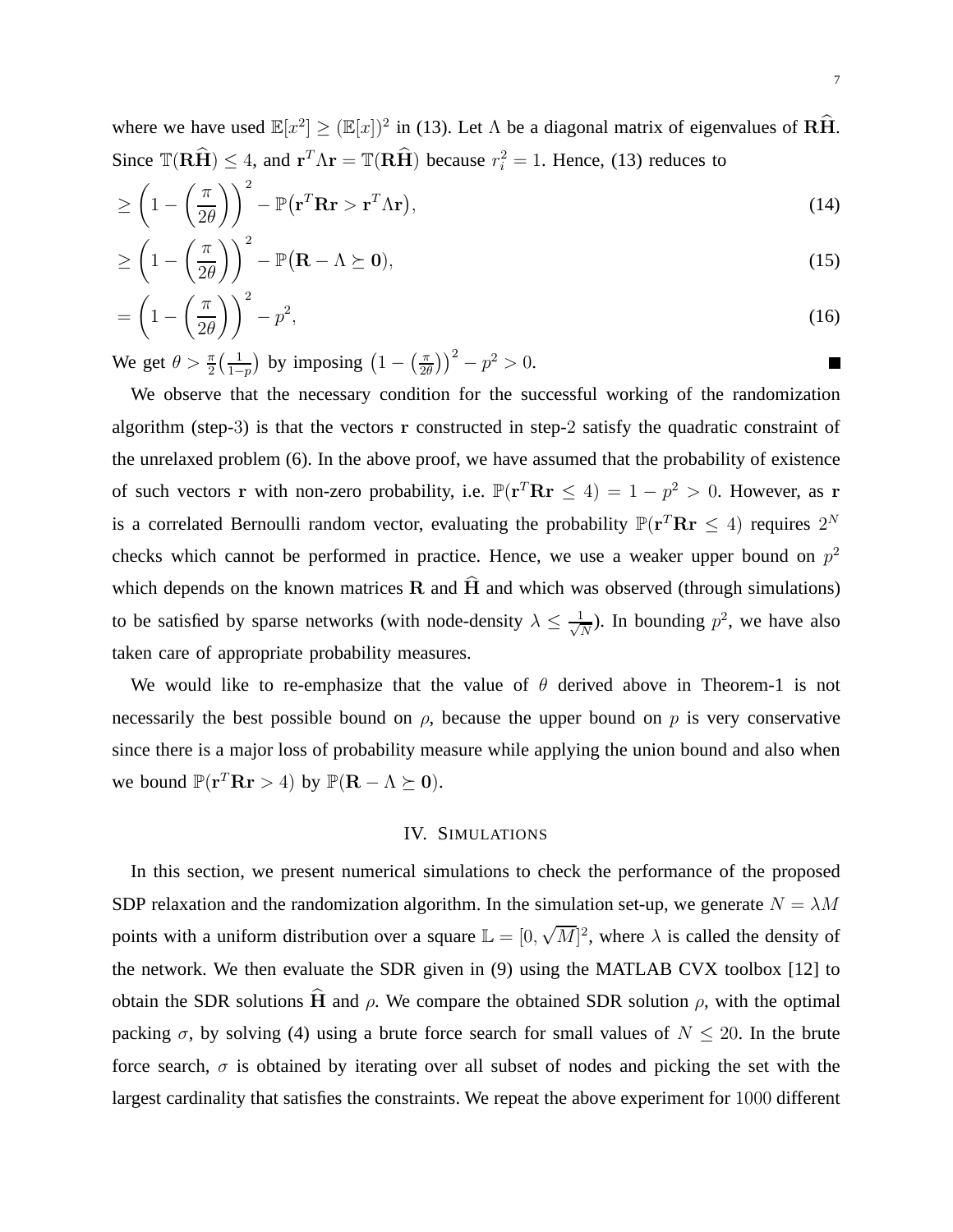where we have used $\mathbb{E}[x^2] \geq (\mathbb{E}[x])^2$ in (13). Let $\Lambda$ be a diagonal matrix of eigenvalues of $\mathbf{R}\widehat{\mathbf{H}}$. Since $\mathbb{T}(\mathbf{R}\widehat{\mathbf{H}}) \leq 4$, and $\mathbf{r}^T\Lambda\mathbf{r} = \mathbb{T}(\mathbf{R}\widehat{\mathbf{H}})$ because $r_i^2 = 1$. Hence, (13) reduces to

$$\geq \left(1 - \left(\frac{\pi}{2\theta}\right)\right)^2 - \mathbb{P}\big(\mathbf{r}^T\mathbf{R}\mathbf{r} > \mathbf{r}^T\Lambda\mathbf{r}\big), \tag{14}$$

$$\geq \left(1 - \left(\frac{\pi}{2\theta}\right)\right)^2 - \mathbb{P}\big(\mathbf{R} - \Lambda \succeq \mathbf{0}\big), \tag{15}$$

$$= \left(1 - \left(\frac{\pi}{2\theta}\right)\right)^2 - p^2, \tag{16}$$

We get $\theta > \frac{\pi}{2}\big(\frac{1}{1-p}\big)$ by imposing $\big(1 - \big(\frac{\pi}{2\theta}\big)\big)^2 - p^2 > 0$. ■

We observe that the necessary condition for the successful working of the randomization algorithm (step-3) is that the vectors $\mathbf{r}$ constructed in step-2 satisfy the quadratic constraint of the unrelaxed problem (6). In the above proof, we have assumed that the probability of existence of such vectors $\mathbf{r}$ with non-zero probability, i.e. $\mathbb{P}(\mathbf{r}^T\mathbf{R}\mathbf{r} \leq 4) = 1 - p^2 > 0$. However, as $\mathbf{r}$ is a correlated Bernoulli random vector, evaluating the probability $\mathbb{P}(\mathbf{r}^T\mathbf{R}\mathbf{r} \leq 4)$ requires $2^N$ checks which cannot be performed in practice. Hence, we use a weaker upper bound on $p^2$ which depends on the known matrices $\mathbf{R}$ and $\widehat{\mathbf{H}}$ and which was observed (through simulations) to be satisfied by sparse networks (with node-density $\lambda \leq \frac{1}{\sqrt{N}}$). In bounding $p^2$, we have also taken care of appropriate probability measures.

We would like to re-emphasize that the value of $\theta$ derived above in Theorem-1 is not necessarily the best possible bound on $\rho$, because the upper bound on $p$ is very conservative since there is a major loss of probability measure while applying the union bound and also when we bound $\mathbb{P}(\mathbf{r}^T\mathbf{R}\mathbf{r} > 4)$ by $\mathbb{P}(\mathbf{R} - \Lambda \succeq \mathbf{0})$.

## IV. Simulations

In this section, we present numerical simulations to check the performance of the proposed SDP relaxation and the randomization algorithm. In the simulation set-up, we generate $N = \lambda M$ points with a uniform distribution over a square $\mathbb{L} = [0, \sqrt{M}]^2$, where $\lambda$ is called the density of the network. We then evaluate the SDR given in (9) using the MATLAB CVX toolbox [12] to obtain the SDR solutions $\widehat{\mathbf{H}}$ and $\rho$. We compare the obtained SDR solution $\rho$, with the optimal packing $\sigma$, by solving (4) using a brute force search for small values of $N \leq 20$. In the brute force search, $\sigma$ is obtained by iterating over all subset of nodes and picking the set with the largest cardinality that satisfies the constraints. We repeat the above experiment for $1000$ different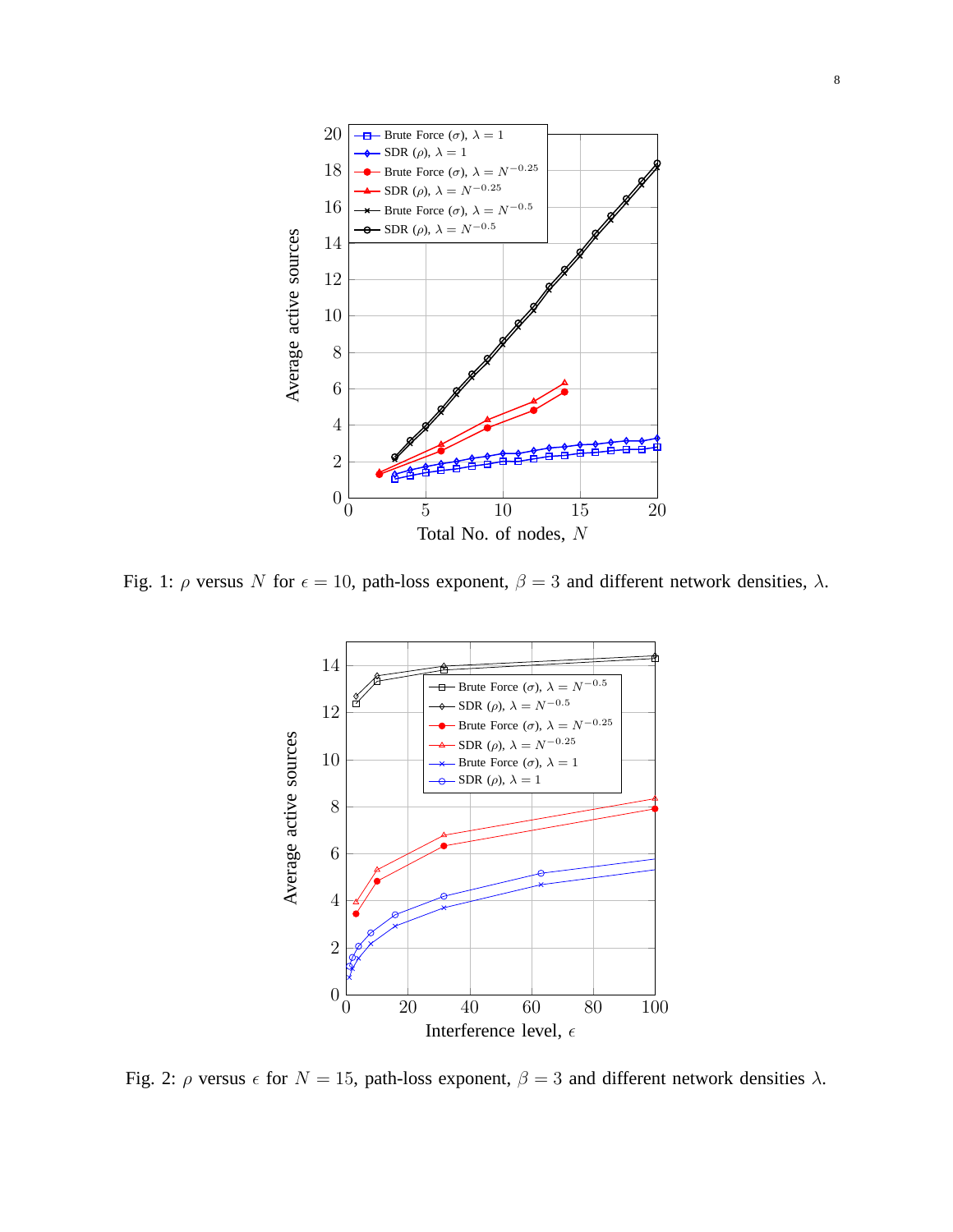Fig. 1: $\rho$ versus $N$ for $\epsilon = 10$, path-loss exponent, $\beta = 3$ and different network densities, $\lambda$.

Fig. 2: $\rho$ versus $\epsilon$ for $N = 15$, path-loss exponent, $\beta = 3$ and different network densities $\lambda$.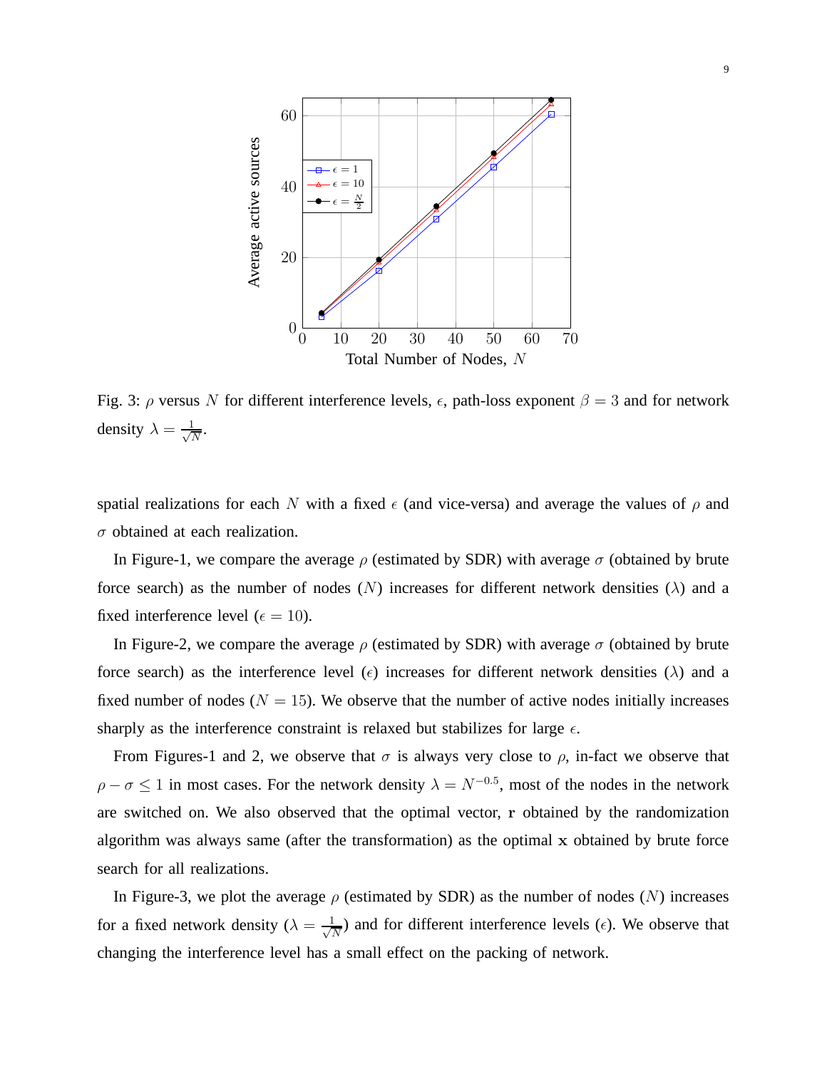Fig. 3: $\rho$ versus $N$ for different interference levels, $\epsilon$, path-loss exponent $\beta = 3$ and for network density $\lambda = \frac{1}{\sqrt{N}}$.

spatial realizations for each $N$ with a fixed $\epsilon$ (and vice-versa) and average the values of $\rho$ and $\sigma$ obtained at each realization.

In Figure-1, we compare the average $\rho$ (estimated by SDR) with average $\sigma$ (obtained by brute force search) as the number of nodes ($N$) increases for different network densities ($\lambda$) and a fixed interference level ($\epsilon = 10$).

In Figure-2, we compare the average $\rho$ (estimated by SDR) with average $\sigma$ (obtained by brute force search) as the interference level ($\epsilon$) increases for different network densities ($\lambda$) and a fixed number of nodes ($N = 15$). We observe that the number of active nodes initially increases sharply as the interference constraint is relaxed but stabilizes for large $\epsilon$.

From Figures-1 and 2, we observe that $\sigma$ is always very close to $\rho$, in-fact we observe that $\rho - \sigma \leq 1$ in most cases. For the network density $\lambda = N^{-0.5}$, most of the nodes in the network are switched on. We also observed that the optimal vector, $\mathbf{r}$ obtained by the randomization algorithm was always same (after the transformation) as the optimal $\mathbf{x}$ obtained by brute force search for all realizations.

In Figure-3, we plot the average $\rho$ (estimated by SDR) as the number of nodes ($N$) increases for a fixed network density ($\lambda = \frac{1}{\sqrt{N}}$) and for different interference levels ($\epsilon$). We observe that changing the interference level has a small effect on the packing of network.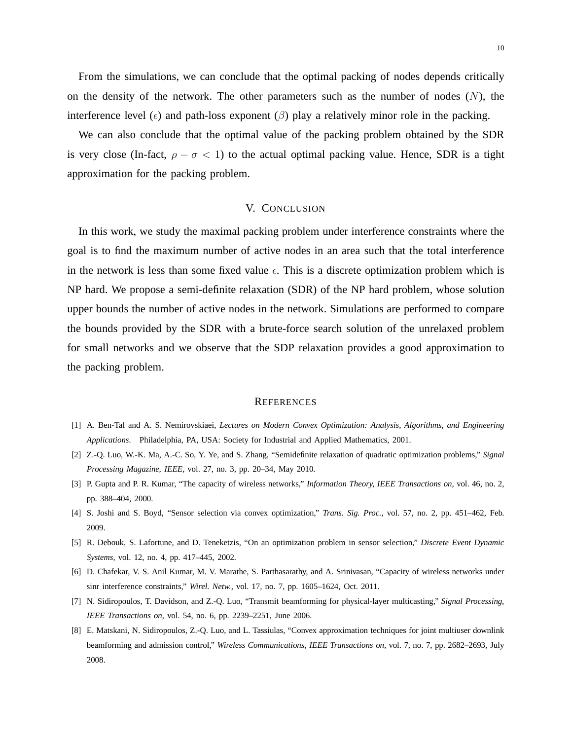From the simulations, we can conclude that the optimal packing of nodes depends critically on the density of the network. The other parameters such as the number of nodes ($N$), the interference level ($\epsilon$) and path-loss exponent ($\beta$) play a relatively minor role in the packing.

We can also conclude that the optimal value of the packing problem obtained by the SDR is very close (In-fact, $\rho - \sigma < 1$) to the actual optimal packing value. Hence, SDR is a tight approximation for the packing problem.

## V. Conclusion

In this work, we study the maximal packing problem under interference constraints where the goal is to find the maximum number of active nodes in an area such that the total interference in the network is less than some fixed value $\epsilon$. This is a discrete optimization problem which is NP hard. We propose a semi-definite relaxation (SDR) of the NP hard problem, whose solution upper bounds the number of active nodes in the network. Simulations are performed to compare the bounds provided by the SDR with a brute-force search solution of the unrelaxed problem for small networks and we observe that the SDP relaxation provides a good approximation to the packing problem.

## References

[1] A. Ben-Tal and A. S. Nemirovskiaei, *Lectures on Modern Convex Optimization: Analysis, Algorithms, and Engineering Applications*. Philadelphia, PA, USA: Society for Industrial and Applied Mathematics, 2001.

[2] Z.-Q. Luo, W.-K. Ma, A.-C. So, Y. Ye, and S. Zhang, "Semidefinite relaxation of quadratic optimization problems," *Signal Processing Magazine, IEEE*, vol. 27, no. 3, pp. 20–34, May 2010.

[3] P. Gupta and P. R. Kumar, "The capacity of wireless networks," *Information Theory, IEEE Transactions on*, vol. 46, no. 2, pp. 388–404, 2000.

[4] S. Joshi and S. Boyd, "Sensor selection via convex optimization," *Trans. Sig. Proc.*, vol. 57, no. 2, pp. 451–462, Feb. 2009.

[5] R. Debouk, S. Lafortune, and D. Teneketzis, "On an optimization problem in sensor selection," *Discrete Event Dynamic Systems*, vol. 12, no. 4, pp. 417–445, 2002.

[6] D. Chafekar, V. S. Anil Kumar, M. V. Marathe, S. Parthasarathy, and A. Srinivasan, "Capacity of wireless networks under sinr interference constraints," *Wirel. Netw.*, vol. 17, no. 7, pp. 1605–1624, Oct. 2011.

[7] N. Sidiropoulos, T. Davidson, and Z.-Q. Luo, "Transmit beamforming for physical-layer multicasting," *Signal Processing, IEEE Transactions on*, vol. 54, no. 6, pp. 2239–2251, June 2006.

[8] E. Matskani, N. Sidiropoulos, Z.-Q. Luo, and L. Tassiulas, "Convex approximation techniques for joint multiuser downlink beamforming and admission control," *Wireless Communications, IEEE Transactions on*, vol. 7, no. 7, pp. 2682–2693, July 2008.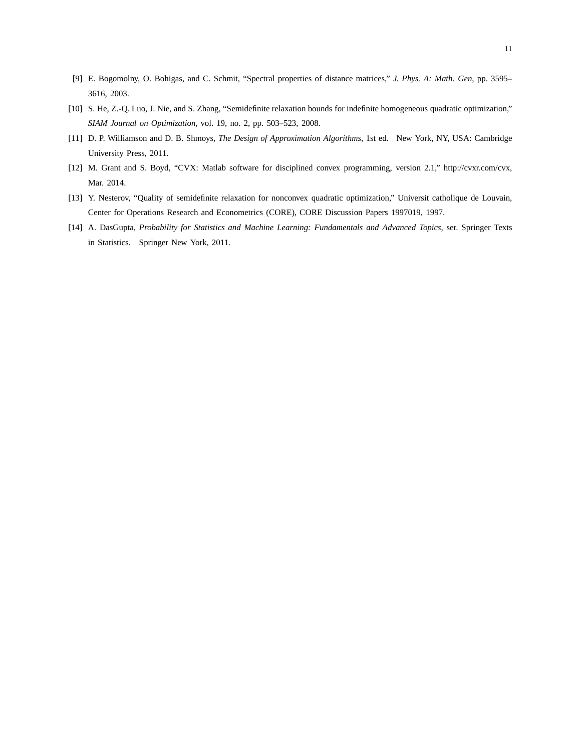[9] E. Bogomolny, O. Bohigas, and C. Schmit, "Spectral properties of distance matrices," *J. Phys. A: Math. Gen*, pp. 3595–3616, 2003.

[10] S. He, Z.-Q. Luo, J. Nie, and S. Zhang, "Semidefinite relaxation bounds for indefinite homogeneous quadratic optimization," *SIAM Journal on Optimization*, vol. 19, no. 2, pp. 503–523, 2008.

[11] D. P. Williamson and D. B. Shmoys, *The Design of Approximation Algorithms*, 1st ed. New York, NY, USA: Cambridge University Press, 2011.

[12] M. Grant and S. Boyd, "CVX: Matlab software for disciplined convex programming, version 2.1," http://cvxr.com/cvx, Mar. 2014.

[13] Y. Nesterov, "Quality of semidefinite relaxation for nonconvex quadratic optimization," Universit catholique de Louvain, Center for Operations Research and Econometrics (CORE), CORE Discussion Papers 1997019, 1997.

[14] A. DasGupta, *Probability for Statistics and Machine Learning: Fundamentals and Advanced Topics*, ser. Springer Texts in Statistics. Springer New York, 2011.